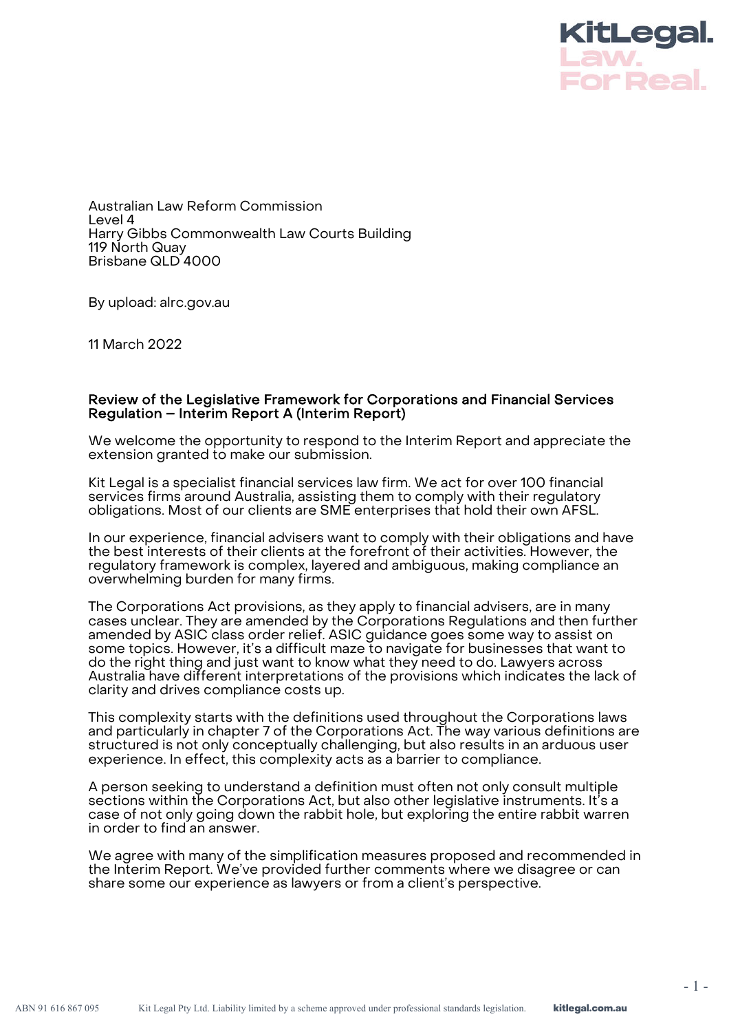KitLegal.
Law.
For Real.

Australian Law Reform Commission
Level 4
Harry Gibbs Commonwealth Law Courts Building
119 North Quay
Brisbane QLD 4000

By upload: alrc.gov.au

11 March 2022

**Review of the Legislative Framework for Corporations and Financial Services Regulation – Interim Report A (Interim Report)**

We welcome the opportunity to respond to the Interim Report and appreciate the extension granted to make our submission.

Kit Legal is a specialist financial services law firm. We act for over 100 financial services firms around Australia, assisting them to comply with their regulatory obligations. Most of our clients are SME enterprises that hold their own AFSL.

In our experience, financial advisers want to comply with their obligations and have the best interests of their clients at the forefront of their activities. However, the regulatory framework is complex, layered and ambiguous, making compliance an overwhelming burden for many firms.

The Corporations Act provisions, as they apply to financial advisers, are in many cases unclear. They are amended by the Corporations Regulations and then further amended by ASIC class order relief. ASIC guidance goes some way to assist on some topics. However, it's a difficult maze to navigate for businesses that want to do the right thing and just want to know what they need to do. Lawyers across Australia have different interpretations of the provisions which indicates the lack of clarity and drives compliance costs up.

This complexity starts with the definitions used throughout the Corporations laws and particularly in chapter 7 of the Corporations Act. The way various definitions are structured is not only conceptually challenging, but also results in an arduous user experience. In effect, this complexity acts as a barrier to compliance.

A person seeking to understand a definition must often not only consult multiple sections within the Corporations Act, but also other legislative instruments. It's a case of not only going down the rabbit hole, but exploring the entire rabbit warren in order to find an answer.

We agree with many of the simplification measures proposed and recommended in the Interim Report. We've provided further comments where we disagree or can share some our experience as lawyers or from a client's perspective.

ABN 91 616 867 095 Kit Legal Pty Ltd. Liability limited by a scheme approved under professional standards legislation. kitlegal.com.au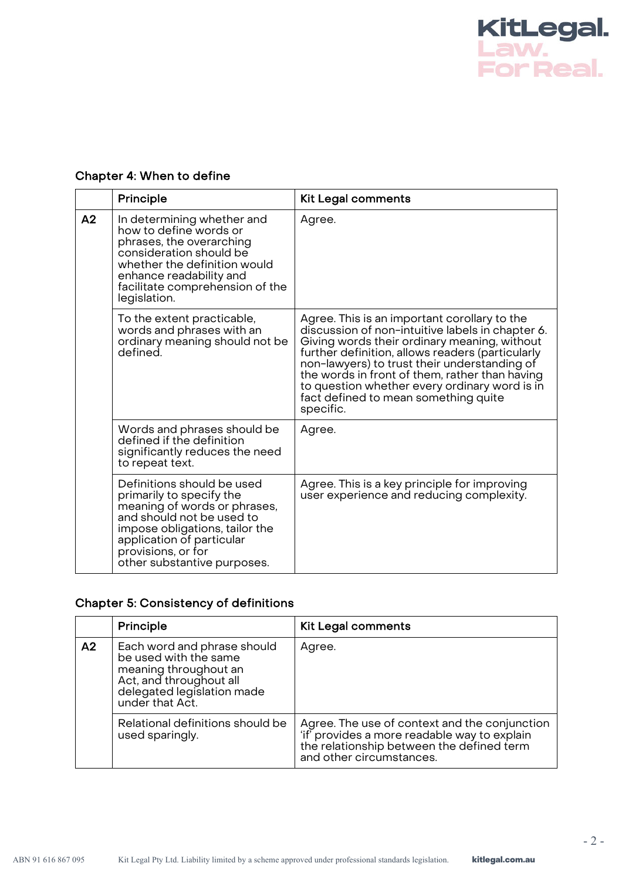### Chapter 4: When to define

| | Principle | Kit Legal comments |
|---|---|---|
| A2 | In determining whether and how to define words or phrases, the overarching consideration should be whether the definition would enhance readability and facilitate comprehension of the legislation. | Agree. |
| | To the extent practicable, words and phrases with an ordinary meaning should not be defined. | Agree. This is an important corollary to the discussion of non-intuitive labels in chapter 6. Giving words their ordinary meaning, without further definition, allows readers (particularly non-lawyers) to trust their understanding of the words in front of them, rather than having to question whether every ordinary word is in fact defined to mean something quite specific. |
| | Words and phrases should be defined if the definition significantly reduces the need to repeat text. | Agree. |
| | Definitions should be used primarily to specify the meaning of words or phrases, and should not be used to impose obligations, tailor the application of particular provisions, or for other substantive purposes. | Agree. This is a key principle for improving user experience and reducing complexity. |

### Chapter 5: Consistency of definitions

| | Principle | Kit Legal comments |
|---|---|---|
| A2 | Each word and phrase should be used with the same meaning throughout an Act, and throughout all delegated legislation made under that Act. | Agree. |
| | Relational definitions should be used sparingly. | Agree. The use of context and the conjunction 'if' provides a more readable way to explain the relationship between the defined term and other circumstances. |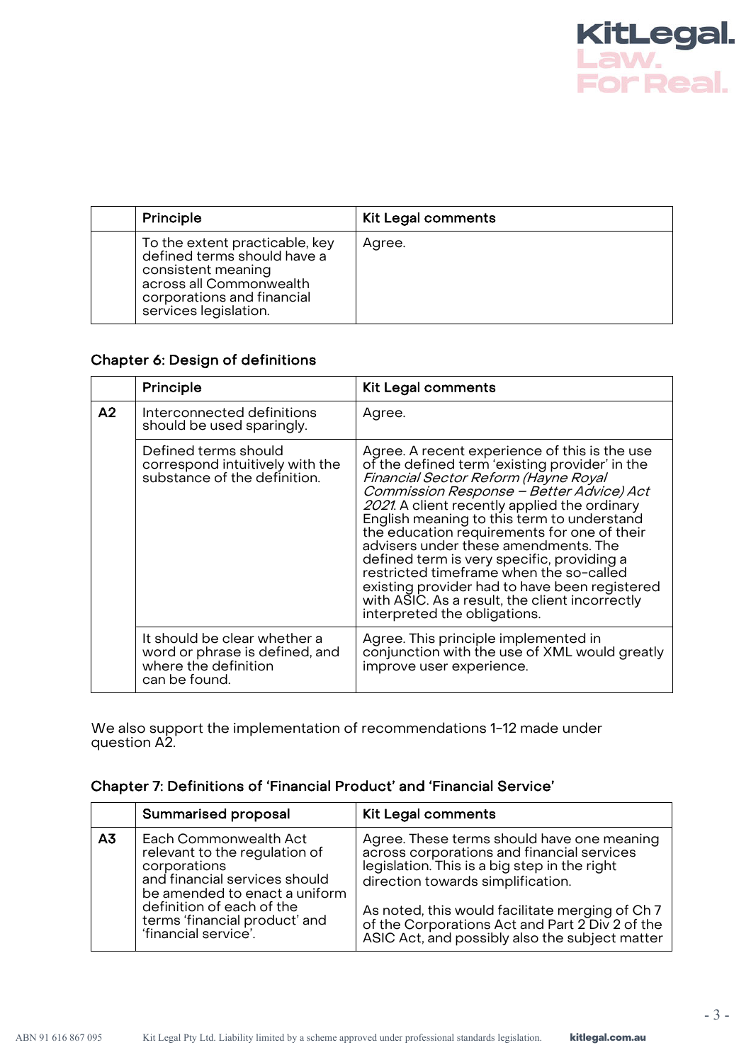| | Principle | Kit Legal comments |
|---|---|---|
| | To the extent practicable, key defined terms should have a consistent meaning across all Commonwealth corporations and financial services legislation. | Agree. |

### Chapter 6: Design of definitions

| | Principle | Kit Legal comments |
|---|---|---|
| **A2** | Interconnected definitions should be used sparingly. | Agree. |
| | Defined terms should correspond intuitively with the substance of the definition. | Agree. A recent experience of this is the use of the defined term 'existing provider' in the *Financial Sector Reform (Hayne Royal Commission Response – Better Advice) Act 2021*. A client recently applied the ordinary English meaning to this term to understand the education requirements for one of their advisers under these amendments. The defined term is very specific, providing a restricted timeframe when the so-called existing provider had to have been registered with ASIC. As a result, the client incorrectly interpreted the obligations. |
| | It should be clear whether a word or phrase is defined, and where the definition can be found. | Agree. This principle implemented in conjunction with the use of XML would greatly improve user experience. |

We also support the implementation of recommendations 1-12 made under question A2.

### Chapter 7: Definitions of 'Financial Product' and 'Financial Service'

| | Summarised proposal | Kit Legal comments |
|---|---|---|
| **A3** | Each Commonwealth Act relevant to the regulation of corporations and financial services should be amended to enact a uniform definition of each of the terms 'financial product' and 'financial service'. | Agree. These terms should have one meaning across corporations and financial services legislation. This is a big step in the right direction towards simplification.<br><br>As noted, this would facilitate merging of Ch 7 of the Corporations Act and Part 2 Div 2 of the ASIC Act, and possibly also the subject matter |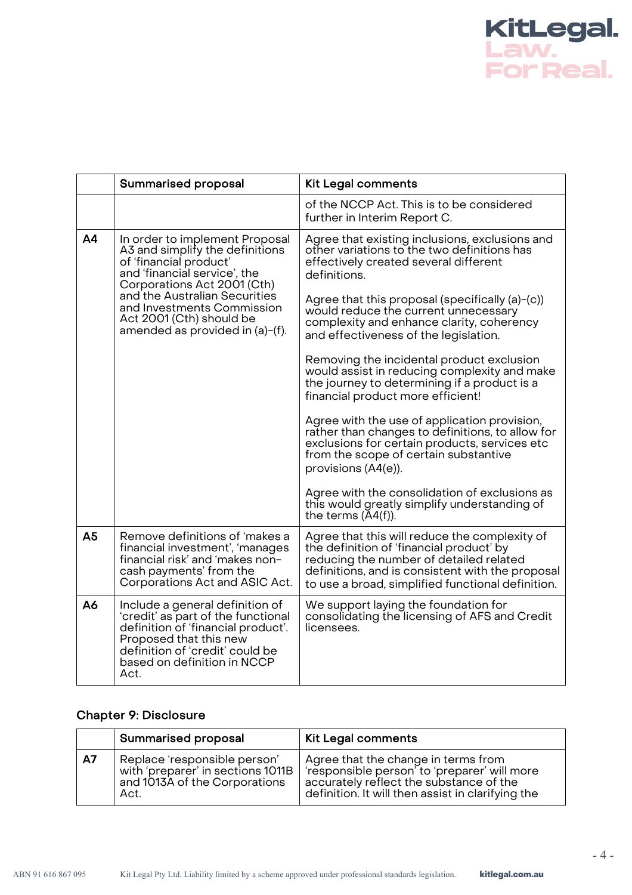|  | Summarised proposal | Kit Legal comments |
|---|---|---|
|  |  | of the NCCP Act. This is to be considered further in Interim Report C. |
| A4 | In order to implement Proposal A3 and simplify the definitions of 'financial product' and 'financial service', the Corporations Act 2001 (Cth) and the Australian Securities and Investments Commission Act 2001 (Cth) should be amended as provided in (a)-(f). | Agree that existing inclusions, exclusions and other variations to the two definitions has effectively created several different definitions.<br><br>Agree that this proposal (specifically (a)-(c)) would reduce the current unnecessary complexity and enhance clarity, coherency and effectiveness of the legislation.<br><br>Removing the incidental product exclusion would assist in reducing complexity and make the journey to determining if a product is a financial product more efficient!<br><br>Agree with the use of application provision, rather than changes to definitions, to allow for exclusions for certain products, services etc from the scope of certain substantive provisions (A4(e)).<br><br>Agree with the consolidation of exclusions as this would greatly simplify understanding of the terms (A4(f)). |
| A5 | Remove definitions of 'makes a financial investment', 'manages financial risk' and 'makes non-cash payments' from the Corporations Act and ASIC Act. | Agree that this will reduce the complexity of the definition of 'financial product' by reducing the number of detailed related definitions, and is consistent with the proposal to use a broad, simplified functional definition. |
| A6 | Include a general definition of 'credit' as part of the functional definition of 'financial product'. Proposed that this new definition of 'credit' could be based on definition in NCCP Act. | We support laying the foundation for consolidating the licensing of AFS and Credit licensees. |

## Chapter 9: Disclosure

|  | Summarised proposal | Kit Legal comments |
|---|---|---|
| A7 | Replace 'responsible person' with 'preparer' in sections 1011B and 1013A of the Corporations Act. | Agree that the change in terms from 'responsible person' to 'preparer' will more accurately reflect the substance of the definition. It will then assist in clarifying the |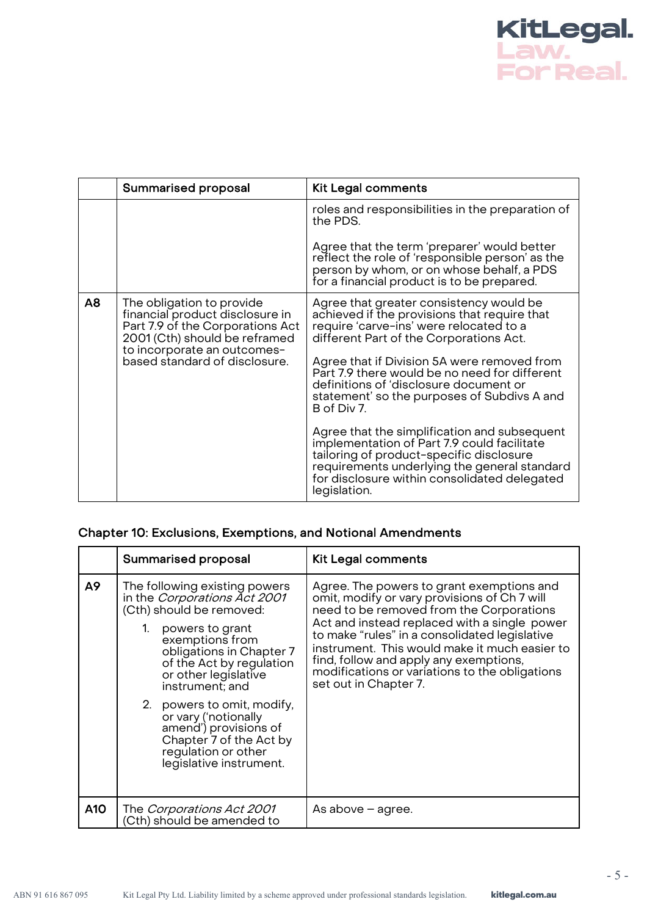|  | Summarised proposal | Kit Legal comments |
|---|---|---|
|  |  | roles and responsibilities in the preparation of the PDS.<br><br>Agree that the term 'preparer' would better reflect the role of 'responsible person' as the person by whom, or on whose behalf, a PDS for a financial product is to be prepared. |
| **A8** | The obligation to provide financial product disclosure in Part 7.9 of the Corporations Act 2001 (Cth) should be reframed to incorporate an outcomes-based standard of disclosure. | Agree that greater consistency would be achieved if the provisions that require that require 'carve-ins' were relocated to a different Part of the Corporations Act.<br><br>Agree that if Division 5A were removed from Part 7.9 there would be no need for different definitions of 'disclosure document or statement' so the purposes of Subdivs A and B of Div 7.<br><br>Agree that the simplification and subsequent implementation of Part 7.9 could facilitate tailoring of product-specific disclosure requirements underlying the general standard for disclosure within consolidated delegated legislation. |

## Chapter 10: Exclusions, Exemptions, and Notional Amendments

|  | Summarised proposal | Kit Legal comments |
|---|---|---|
| **A9** | The following existing powers in the *Corporations Act 2001* (Cth) should be removed:<br><br>1. powers to grant exemptions from obligations in Chapter 7 of the Act by regulation or other legislative instrument; and<br><br>2. powers to omit, modify, or vary ('notionally amend') provisions of Chapter 7 of the Act by regulation or other legislative instrument. | Agree. The powers to grant exemptions and omit, modify or vary provisions of Ch 7 will need to be removed from the Corporations Act and instead replaced with a single power to make "rules" in a consolidated legislative instrument. This would make it much easier to find, follow and apply any exemptions, modifications or variations to the obligations set out in Chapter 7. |
| **A10** | The *Corporations Act 2001* (Cth) should be amended to | As above – agree. |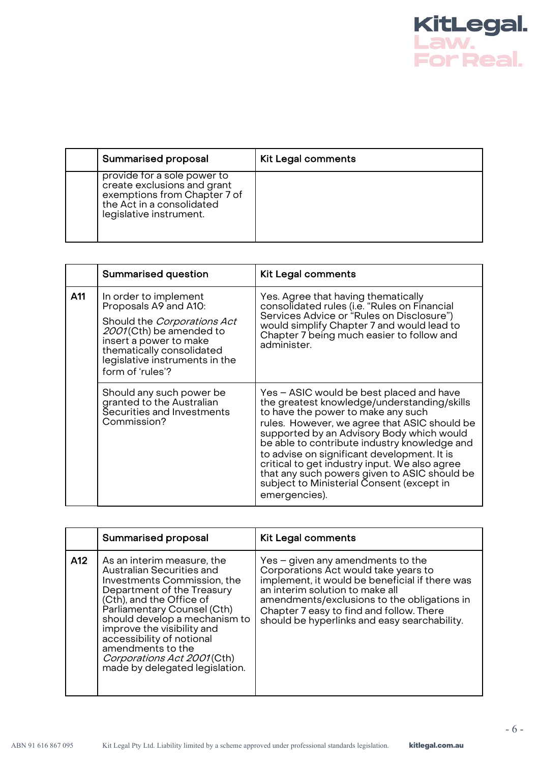| | Summarised proposal | Kit Legal comments |
|---|---|---|
| | provide for a sole power to create exclusions and grant exemptions from Chapter 7 of the Act in a consolidated legislative instrument. | |

| | Summarised question | Kit Legal comments |
|---|---|---|
| **A11** | In order to implement Proposals A9 and A10: Should the *Corporations Act 2001* (Cth) be amended to insert a power to make thematically consolidated legislative instruments in the form of 'rules'? | Yes. Agree that having thematically consolidated rules (i.e. "Rules on Financial Services Advice or "Rules on Disclosure") would simplify Chapter 7 and would lead to Chapter 7 being much easier to follow and administer. |
| | Should any such power be granted to the Australian Securities and Investments Commission? | Yes – ASIC would be best placed and have the greatest knowledge/understanding/skills to have the power to make any such rules. However, we agree that ASIC should be supported by an Advisory Body which would be able to contribute industry knowledge and to advise on significant development. It is critical to get industry input. We also agree that any such powers given to ASIC should be subject to Ministerial Consent (except in emergencies). |

| | Summarised proposal | Kit Legal comments |
|---|---|---|
| **A12** | As an interim measure, the Australian Securities and Investments Commission, the Department of the Treasury (Cth), and the Office of Parliamentary Counsel (Cth) should develop a mechanism to improve the visibility and accessibility of notional amendments to the *Corporations Act 2001* (Cth) made by delegated legislation. | Yes – given any amendments to the Corporations Act would take years to implement, it would be beneficial if there was an interim solution to make all amendments/exclusions to the obligations in Chapter 7 easy to find and follow. There should be hyperlinks and easy searchability. |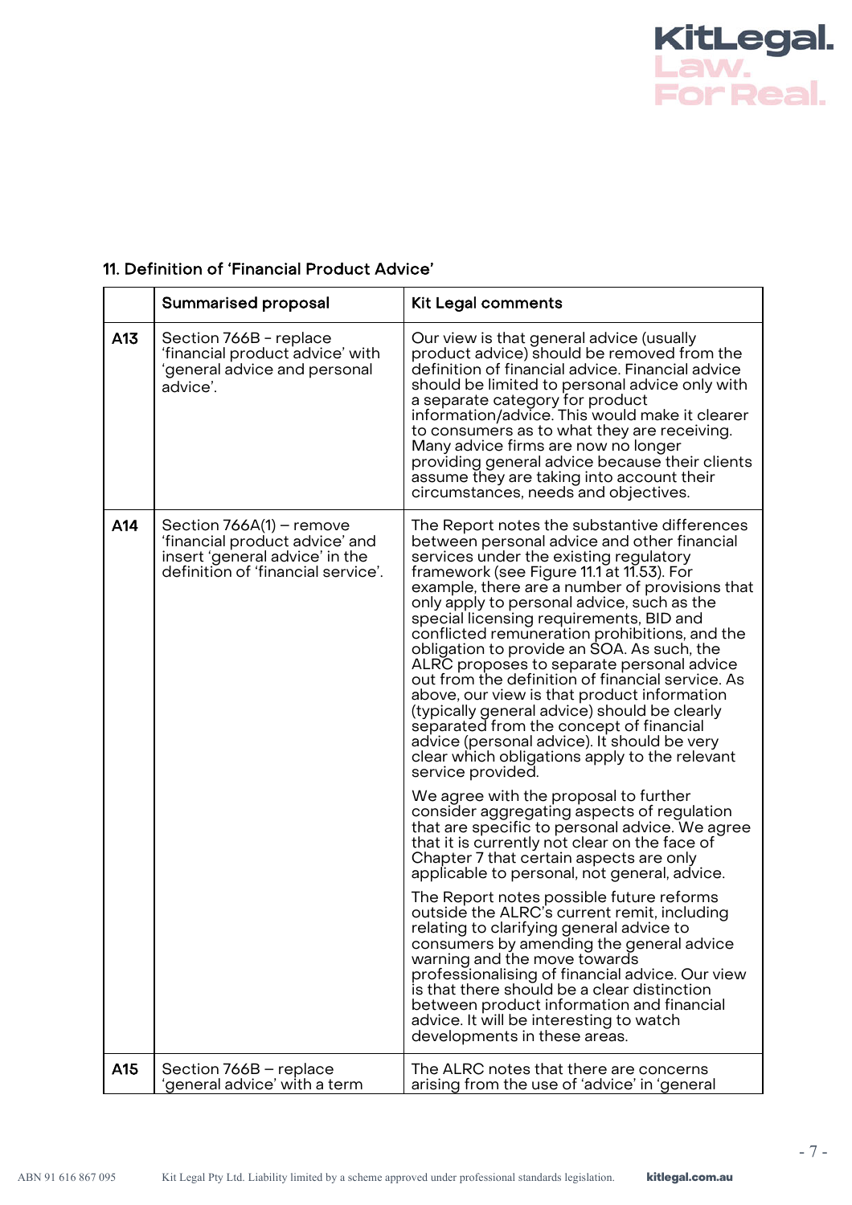### 11. Definition of 'Financial Product Advice'

| | Summarised proposal | Kit Legal comments |
|---|---|---|
| A13 | Section 766B - replace 'financial product advice' with 'general advice and personal advice'. | Our view is that general advice (usually product advice) should be removed from the definition of financial advice. Financial advice should be limited to personal advice only with a separate category for product information/advice. This would make it clearer to consumers as to what they are receiving. Many advice firms are now no longer providing general advice because their clients assume they are taking into account their circumstances, needs and objectives. |
| A14 | Section 766A(1) – remove 'financial product advice' and insert 'general advice' in the definition of 'financial service'. | The Report notes the substantive differences between personal advice and other financial services under the existing regulatory framework (see Figure 11.1 at 11.53). For example, there are a number of provisions that only apply to personal advice, such as the special licensing requirements, BID and conflicted remuneration prohibitions, and the obligation to provide an SOA. As such, the ALRC proposes to separate personal advice out from the definition of financial service. As above, our view is that product information (typically general advice) should be clearly separated from the concept of financial advice (personal advice). It should be very clear which obligations apply to the relevant service provided.<br><br>We agree with the proposal to further consider aggregating aspects of regulation that are specific to personal advice. We agree that it is currently not clear on the face of Chapter 7 that certain aspects are only applicable to personal, not general, advice.<br><br>The Report notes possible future reforms outside the ALRC's current remit, including relating to clarifying general advice to consumers by amending the general advice warning and the move towards professionalising of financial advice. Our view is that there should be a clear distinction between product information and financial advice. It will be interesting to watch developments in these areas. |
| A15 | Section 766B – replace 'general advice' with a term | The ALRC notes that there are concerns arising from the use of 'advice' in 'general |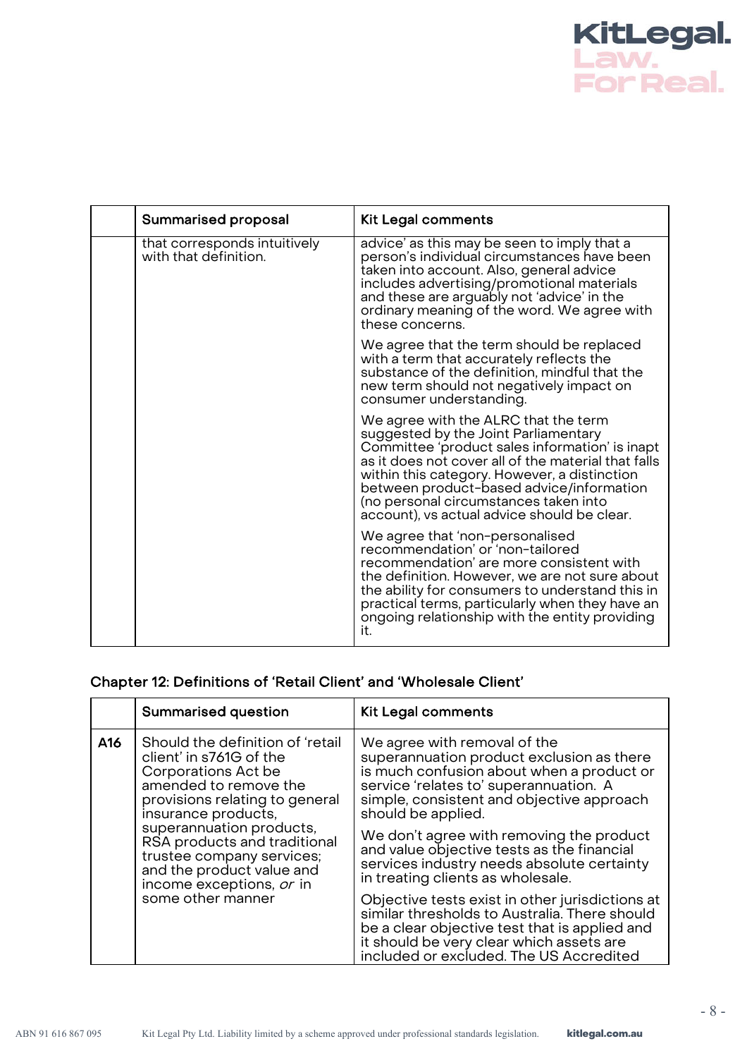| | Summarised proposal | Kit Legal comments |
|---|---|---|
| | that corresponds intuitively with that definition. | advice' as this may be seen to imply that a person's individual circumstances have been taken into account. Also, general advice includes advertising/promotional materials and these are arguably not 'advice' in the ordinary meaning of the word. We agree with these concerns.<br><br>We agree that the term should be replaced with a term that accurately reflects the substance of the definition, mindful that the new term should not negatively impact on consumer understanding.<br><br>We agree with the ALRC that the term suggested by the Joint Parliamentary Committee 'product sales information' is inapt as it does not cover all of the material that falls within this category. However, a distinction between product-based advice/information (no personal circumstances taken into account), vs actual advice should be clear.<br><br>We agree that 'non-personalised recommendation' or 'non-tailored recommendation' are more consistent with the definition. However, we are not sure about the ability for consumers to understand this in practical terms, particularly when they have an ongoing relationship with the entity providing it. |

## Chapter 12: Definitions of 'Retail Client' and 'Wholesale Client'

| | Summarised question | Kit Legal comments |
|---|---|---|
| A16 | Should the definition of 'retail client' in s761G of the Corporations Act be amended to remove the provisions relating to general insurance products, superannuation products, RSA products and traditional trustee company services; and the product value and income exceptions, *or* in some other manner | We agree with removal of the superannuation product exclusion as there is much confusion about when a product or service 'relates to' superannuation. A simple, consistent and objective approach should be applied.<br><br>We don't agree with removing the product and value objective tests as the financial services industry needs absolute certainty in treating clients as wholesale.<br><br>Objective tests exist in other jurisdictions at similar thresholds to Australia. There should be a clear objective test that is applied and it should be very clear which assets are included or excluded. The US Accredited |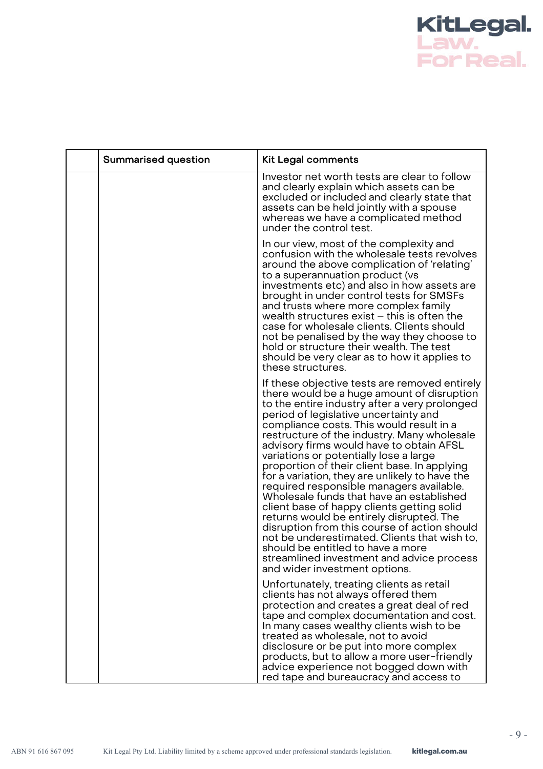| | Summarised question | Kit Legal comments |
|---|---|---|
| | | Investor net worth tests are clear to follow and clearly explain which assets can be excluded or included and clearly state that assets can be held jointly with a spouse whereas we have a complicated method under the control test.<br><br>In our view, most of the complexity and confusion with the wholesale tests revolves around the above complication of 'relating' to a superannuation product (vs investments etc) and also in how assets are brought in under control tests for SMSFs and trusts where more complex family wealth structures exist – this is often the case for wholesale clients. Clients should not be penalised by the way they choose to hold or structure their wealth. The test should be very clear as to how it applies to these structures.<br><br>If these objective tests are removed entirely there would be a huge amount of disruption to the entire industry after a very prolonged period of legislative uncertainty and compliance costs. This would result in a restructure of the industry. Many wholesale advisory firms would have to obtain AFSL variations or potentially lose a large proportion of their client base. In applying for a variation, they are unlikely to have the required responsible managers available. Wholesale funds that have an established client base of happy clients getting solid returns would be entirely disrupted. The disruption from this course of action should not be underestimated. Clients that wish to, should be entitled to have a more streamlined investment and advice process and wider investment options.<br><br>Unfortunately, treating clients as retail clients has not always offered them protection and creates a great deal of red tape and complex documentation and cost. In many cases wealthy clients wish to be treated as wholesale, not to avoid disclosure or be put into more complex products, but to allow a more user-friendly advice experience not bogged down with red tape and bureaucracy and access to |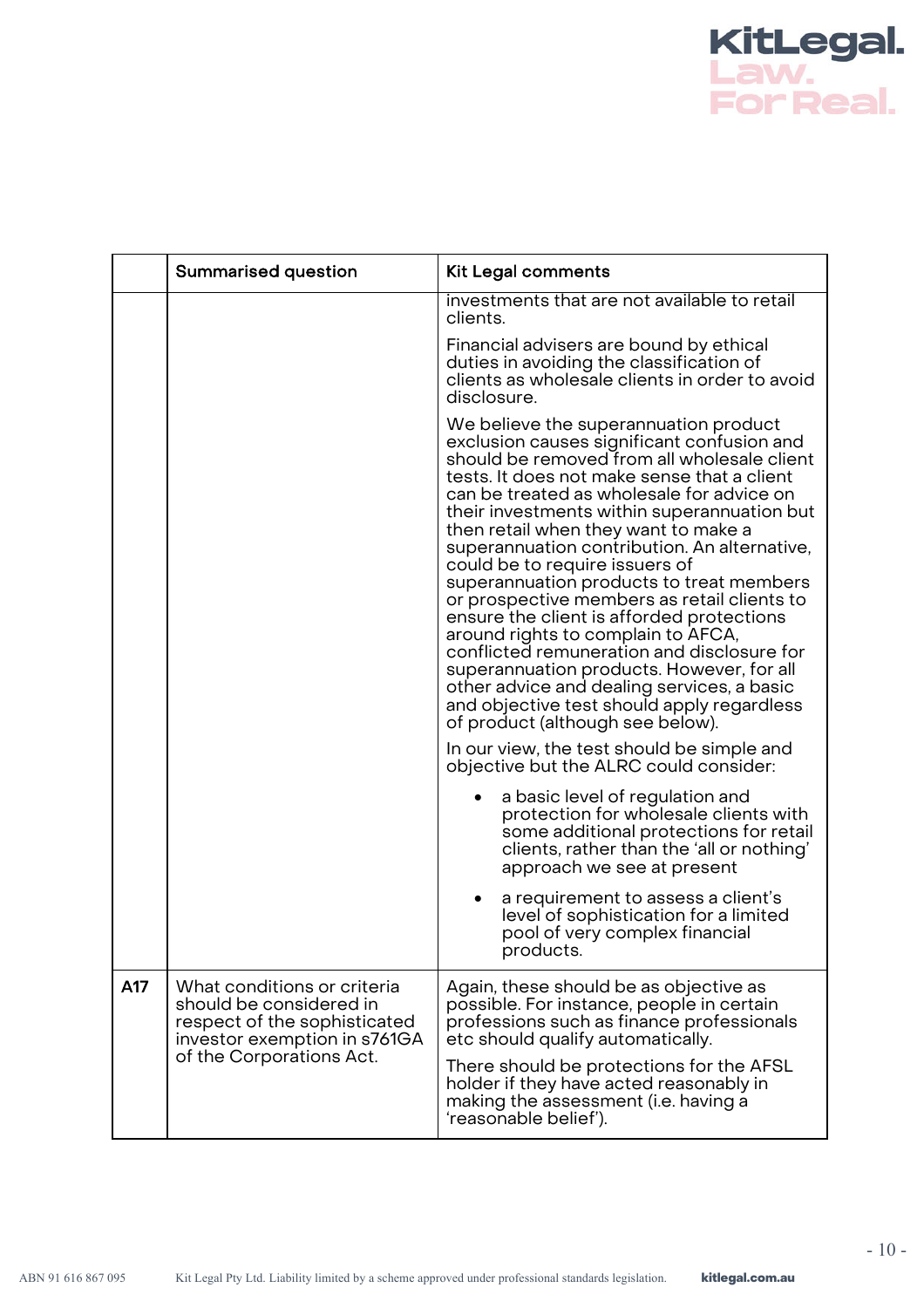| | Summarised question | Kit Legal comments |
|---|---|---|
| | | investments that are not available to retail clients.<br><br>Financial advisers are bound by ethical duties in avoiding the classification of clients as wholesale clients in order to avoid disclosure.<br><br>We believe the superannuation product exclusion causes significant confusion and should be removed from all wholesale client tests. It does not make sense that a client can be treated as wholesale for advice on their investments within superannuation but then retail when they want to make a superannuation contribution. An alternative, could be to require issuers of superannuation products to treat members or prospective members as retail clients to ensure the client is afforded protections around rights to complain to AFCA, conflicted remuneration and disclosure for superannuation products. However, for all other advice and dealing services, a basic and objective test should apply regardless of product (although see below).<br><br>In our view, the test should be simple and objective but the ALRC could consider:<br><br>• a basic level of regulation and protection for wholesale clients with some additional protections for retail clients, rather than the 'all or nothing' approach we see at present<br><br>• a requirement to assess a client's level of sophistication for a limited pool of very complex financial products. |
| A17 | What conditions or criteria should be considered in respect of the sophisticated investor exemption in s761GA of the Corporations Act. | Again, these should be as objective as possible. For instance, people in certain professions such as finance professionals etc should qualify automatically.<br><br>There should be protections for the AFSL holder if they have acted reasonably in making the assessment (i.e. having a 'reasonable belief'). |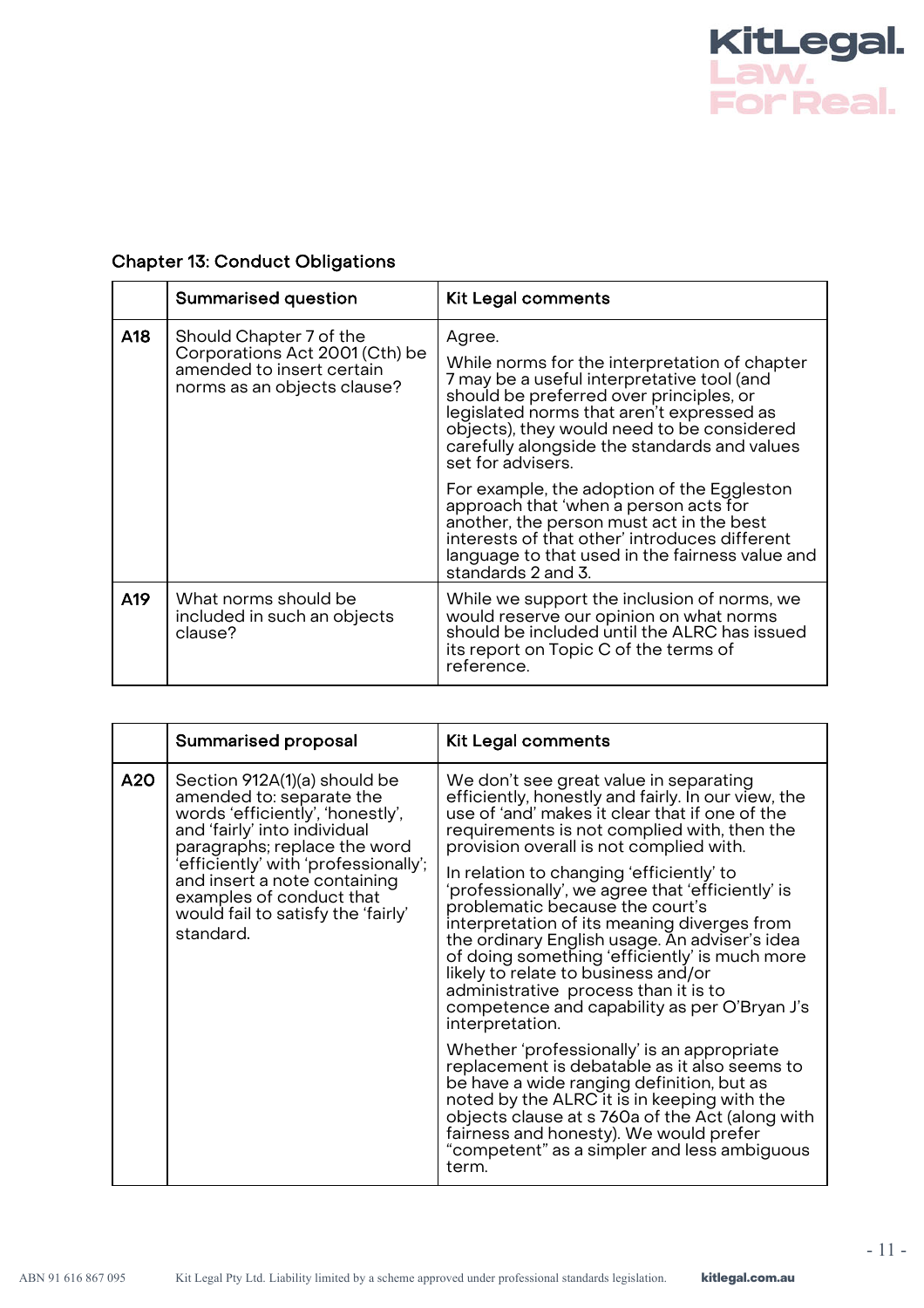## Chapter 13: Conduct Obligations

| | Summarised question | Kit Legal comments |
|---|---|---|
| A18 | Should Chapter 7 of the Corporations Act 2001 (Cth) be amended to insert certain norms as an objects clause? | Agree.<br><br>While norms for the interpretation of chapter 7 may be a useful interpretative tool (and should be preferred over principles, or legislated norms that aren't expressed as objects), they would need to be considered carefully alongside the standards and values set for advisers.<br><br>For example, the adoption of the Eggleston approach that 'when a person acts for another, the person must act in the best interests of that other' introduces different language to that used in the fairness value and standards 2 and 3. |
| A19 | What norms should be included in such an objects clause? | While we support the inclusion of norms, we would reserve our opinion on what norms should be included until the ALRC has issued its report on Topic C of the terms of reference. |

| | Summarised proposal | Kit Legal comments |
|---|---|---|
| A20 | Section 912A(1)(a) should be amended to: separate the words 'efficiently', 'honestly', and 'fairly' into individual paragraphs; replace the word 'efficiently' with 'professionally'; and insert a note containing examples of conduct that would fail to satisfy the 'fairly' standard. | We don't see great value in separating efficiently, honestly and fairly. In our view, the use of 'and' makes it clear that if one of the requirements is not complied with, then the provision overall is not complied with.<br><br>In relation to changing 'efficiently' to 'professionally', we agree that 'efficiently' is problematic because the court's interpretation of its meaning diverges from the ordinary English usage. An adviser's idea of doing something 'efficiently' is much more likely to relate to business and/or administrative process than it is to competence and capability as per O'Bryan J's interpretation.<br><br>Whether 'professionally' is an appropriate replacement is debatable as it also seems to be have a wide ranging definition, but as noted by the ALRC it is in keeping with the objects clause at s 760a of the Act (along with fairness and honesty). We would prefer "competent" as a simpler and less ambiguous term. |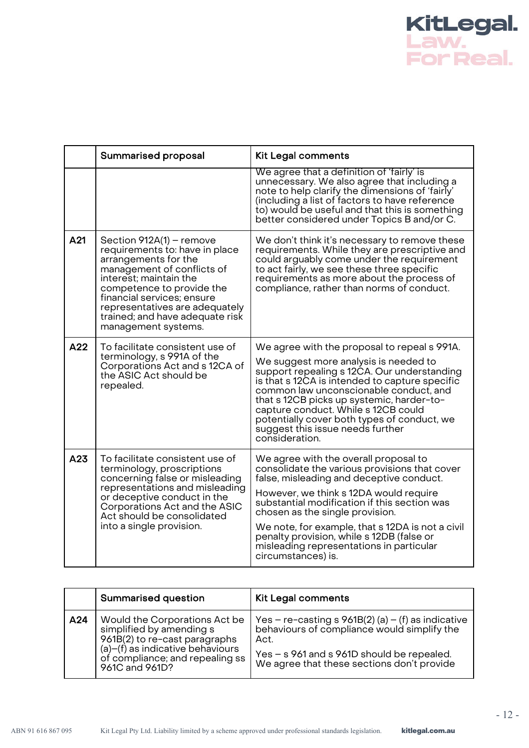| | Summarised proposal | Kit Legal comments |
|---|---|---|
| | | We agree that a definition of 'fairly' is unnecessary. We also agree that including a note to help clarify the dimensions of 'fairly' (including a list of factors to have reference to) would be useful and that this is something better considered under Topics B and/or C. |
| **A21** | Section 912A(1) – remove requirements to: have in place arrangements for the management of conflicts of interest; maintain the competence to provide the financial services; ensure representatives are adequately trained; and have adequate risk management systems. | We don't think it's necessary to remove these requirements. While they are prescriptive and could arguably come under the requirement to act fairly, we see these three specific requirements as more about the process of compliance, rather than norms of conduct. |
| **A22** | To facilitate consistent use of terminology, s 991A of the Corporations Act and s 12CA of the ASIC Act should be repealed. | We agree with the proposal to repeal s 991A.<br><br>We suggest more analysis is needed to support repealing s 12CA. Our understanding is that s 12CA is intended to capture specific common law unconscionable conduct, and that s 12CB picks up systemic, harder-to-capture conduct. While s 12CB could potentially cover both types of conduct, we suggest this issue needs further consideration. |
| **A23** | To facilitate consistent use of terminology, proscriptions concerning false or misleading representations and misleading or deceptive conduct in the Corporations Act and the ASIC Act should be consolidated into a single provision. | We agree with the overall proposal to consolidate the various provisions that cover false, misleading and deceptive conduct.<br><br>However, we think s 12DA would require substantial modification if this section was chosen as the single provision.<br><br>We note, for example, that s 12DA is not a civil penalty provision, while s 12DB (false or misleading representations in particular circumstances) is. |

| | Summarised question | Kit Legal comments |
|---|---|---|
| **A24** | Would the Corporations Act be simplified by amending s 961B(2) to re-cast paragraphs (a)–(f) as indicative behaviours of compliance; and repealing ss 961C and 961D? | Yes – re-casting s 961B(2) (a) – (f) as indicative behaviours of compliance would simplify the Act.<br><br>Yes – s 961 and s 961D should be repealed. We agree that these sections don't provide |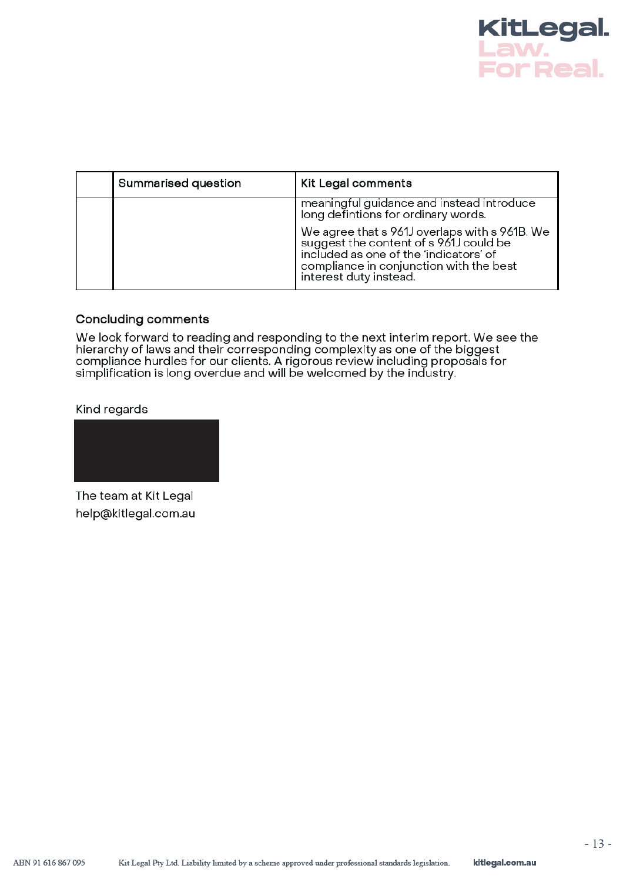| | Summarised question | Kit Legal comments |
|---|---|---|
| | | meaningful guidance and instead introduce long defintions for ordinary words.<br><br>We agree that s 961J overlaps with s 961B. We suggest the content of s 961J could be included as one of the 'indicators' of compliance in conjunction with the best interest duty instead. |

### Concluding comments

We look forward to reading and responding to the next interim report. We see the hierarchy of laws and their corresponding complexity as one of the biggest compliance hurdles for our clients. A rigorous review including proposals for simplification is long overdue and will be welcomed by the industry.

Kind regards

The team at Kit Legal
help@kitlegal.com.au